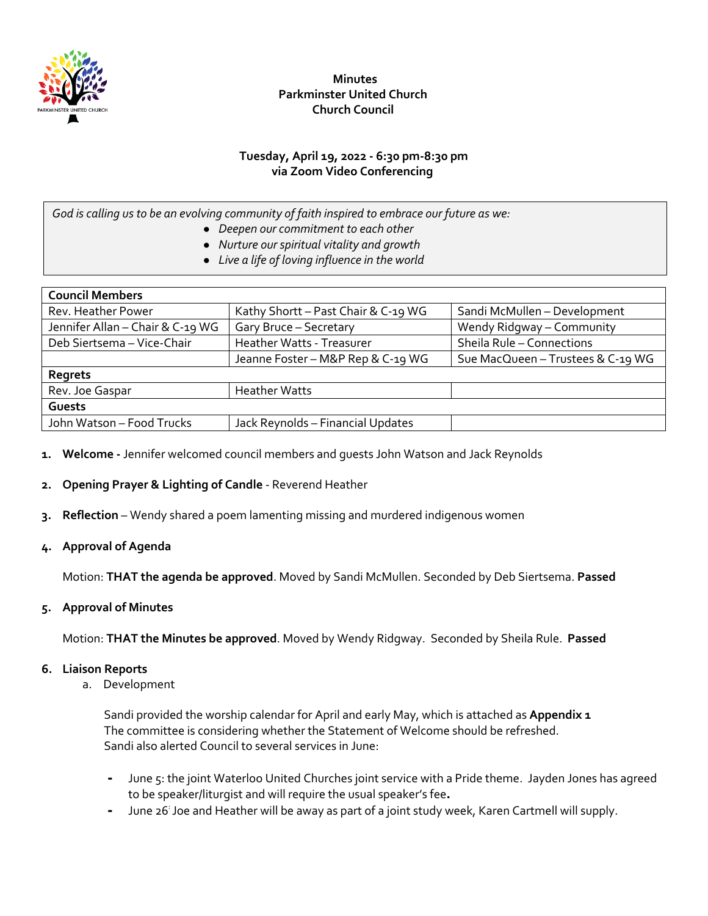**Minutes**
**Parkminster United Church**
**Church Council**

**Tuesday, April 19, 2022 - 6:30 pm-8:30 pm**
**via Zoom Video Conferencing**

*God is calling us to be an evolving community of faith inspired to embrace our future as we:*

- *Deepen our commitment to each other*
- *Nurture our spiritual vitality and growth*
- *Live a life of loving influence in the world*

| | | |
|---|---|---|
| **Council Members** | | |
| Rev. Heather Power | Kathy Shortt – Past Chair & C-19 WG | Sandi McMullen – Development |
| Jennifer Allan – Chair & C-19 WG | Gary Bruce – Secretary | Wendy Ridgway – Community |
| Deb Siertsema – Vice-Chair | Heather Watts - Treasurer | Sheila Rule – Connections |
| | Jeanne Foster – M&P Rep & C-19 WG | Sue MacQueen – Trustees & C-19 WG |
| **Regrets** | | |
| Rev. Joe Gaspar | Heather Watts | |
| **Guests** | | |
| John Watson – Food Trucks | Jack Reynolds – Financial Updates | |

1. **Welcome -** Jennifer welcomed council members and guests John Watson and Jack Reynolds

2. **Opening Prayer & Lighting of Candle** - Reverend Heather

3. **Reflection** – Wendy shared a poem lamenting missing and murdered indigenous women

4. **Approval of Agenda**

   Motion: **THAT the agenda be approved**. Moved by Sandi McMullen. Seconded by Deb Siertsema. **Passed**

5. **Approval of Minutes**

   Motion: **THAT the Minutes be approved**. Moved by Wendy Ridgway. Seconded by Sheila Rule. **Passed**

6. **Liaison Reports**
   a. Development

   Sandi provided the worship calendar for April and early May, which is attached as **Appendix 1**
   The committee is considering whether the Statement of Welcome should be refreshed.
   Sandi also alerted Council to several services in June:

   - June 5: the joint Waterloo United Churches joint service with a Pride theme. Jayden Jones has agreed to be speaker/liturgist and will require the usual speaker's fee**.**
   - June 26: Joe and Heather will be away as part of a joint study week, Karen Cartmell will supply.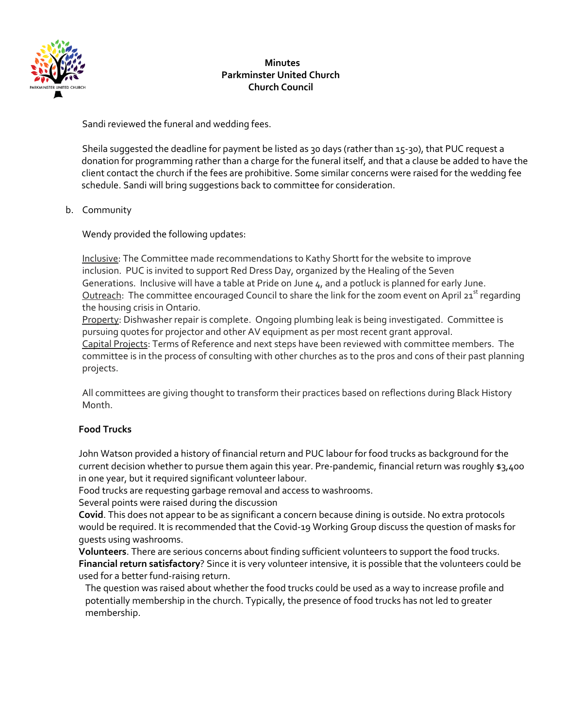Sandi reviewed the funeral and wedding fees.

Sheila suggested the deadline for payment be listed as 30 days (rather than 15-30), that PUC request a donation for programming rather than a charge for the funeral itself, and that a clause be added to have the client contact the church if the fees are prohibitive. Some similar concerns were raised for the wedding fee schedule. Sandi will bring suggestions back to committee for consideration.

b. Community

Wendy provided the following updates:

Inclusive: The Committee made recommendations to Kathy Shortt for the website to improve inclusion. PUC is invited to support Red Dress Day, organized by the Healing of the Seven Generations. Inclusive will have a table at Pride on June 4, and a potluck is planned for early June.
Outreach: The committee encouraged Council to share the link for the zoom event on April 21st regarding the housing crisis in Ontario.
Property: Dishwasher repair is complete. Ongoing plumbing leak is being investigated. Committee is pursuing quotes for projector and other AV equipment as per most recent grant approval.
Capital Projects: Terms of Reference and next steps have been reviewed with committee members. The committee is in the process of consulting with other churches as to the pros and cons of their past planning projects.

All committees are giving thought to transform their practices based on reflections during Black History Month.

**Food Trucks**

John Watson provided a history of financial return and PUC labour for food trucks as background for the current decision whether to pursue them again this year. Pre-pandemic, financial return was roughly $3,400 in one year, but it required significant volunteer labour.
Food trucks are requesting garbage removal and access to washrooms.
Several points were raised during the discussion
**Covid**. This does not appear to be as significant a concern because dining is outside. No extra protocols would be required. It is recommended that the Covid-19 Working Group discuss the question of masks for guests using washrooms.
**Volunteers**. There are serious concerns about finding sufficient volunteers to support the food trucks.
**Financial return satisfactory**? Since it is very volunteer intensive, it is possible that the volunteers could be used for a better fund-raising return.
The question was raised about whether the food trucks could be used as a way to increase profile and potentially membership in the church. Typically, the presence of food trucks has not led to greater membership.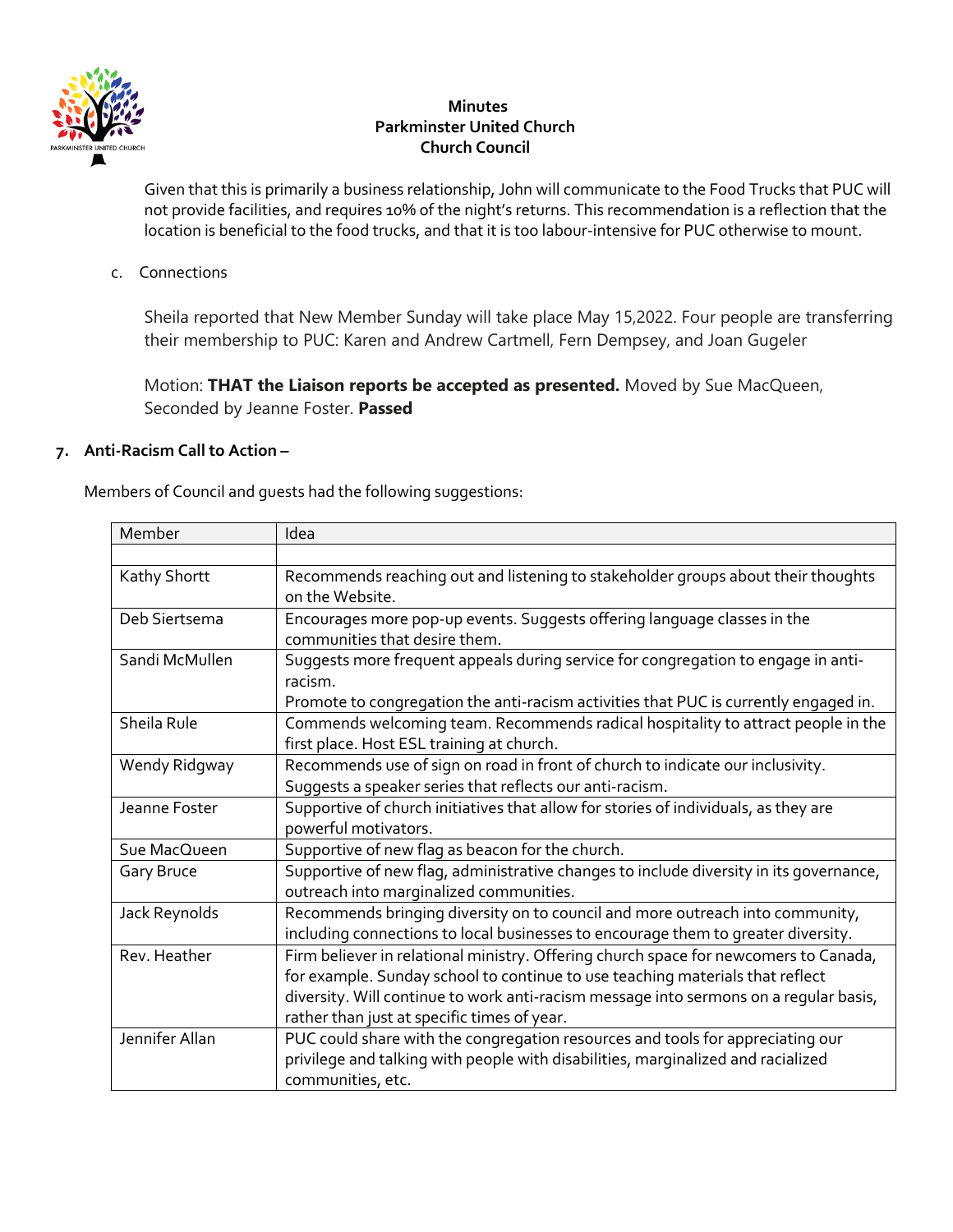Given that this is primarily a business relationship, John will communicate to the Food Trucks that PUC will not provide facilities, and requires 10% of the night's returns. This recommendation is a reflection that the location is beneficial to the food trucks, and that it is too labour-intensive for PUC otherwise to mount.

c. Connections

Sheila reported that New Member Sunday will take place May 15,2022. Four people are transferring their membership to PUC: Karen and Andrew Cartmell, Fern Dempsey, and Joan Gugeler

Motion: **THAT the Liaison reports be accepted as presented.** Moved by Sue MacQueen, Seconded by Jeanne Foster. **Passed**

**7. Anti-Racism Call to Action –**

Members of Council and guests had the following suggestions:

| Member | Idea |
|---|---|
| | |
| Kathy Shortt | Recommends reaching out and listening to stakeholder groups about their thoughts on the Website. |
| Deb Siertsema | Encourages more pop-up events. Suggests offering language classes in the communities that desire them. |
| Sandi McMullen | Suggests more frequent appeals during service for congregation to engage in anti-racism.<br>Promote to congregation the anti-racism activities that PUC is currently engaged in. |
| Sheila Rule | Commends welcoming team. Recommends radical hospitality to attract people in the first place. Host ESL training at church. |
| Wendy Ridgway | Recommends use of sign on road in front of church to indicate our inclusivity.<br>Suggests a speaker series that reflects our anti-racism. |
| Jeanne Foster | Supportive of church initiatives that allow for stories of individuals, as they are powerful motivators. |
| Sue MacQueen | Supportive of new flag as beacon for the church. |
| Gary Bruce | Supportive of new flag, administrative changes to include diversity in its governance, outreach into marginalized communities. |
| Jack Reynolds | Recommends bringing diversity on to council and more outreach into community, including connections to local businesses to encourage them to greater diversity. |
| Rev. Heather | Firm believer in relational ministry. Offering church space for newcomers to Canada, for example. Sunday school to continue to use teaching materials that reflect diversity. Will continue to work anti-racism message into sermons on a regular basis, rather than just at specific times of year. |
| Jennifer Allan | PUC could share with the congregation resources and tools for appreciating our privilege and talking with people with disabilities, marginalized and racialized communities, etc. |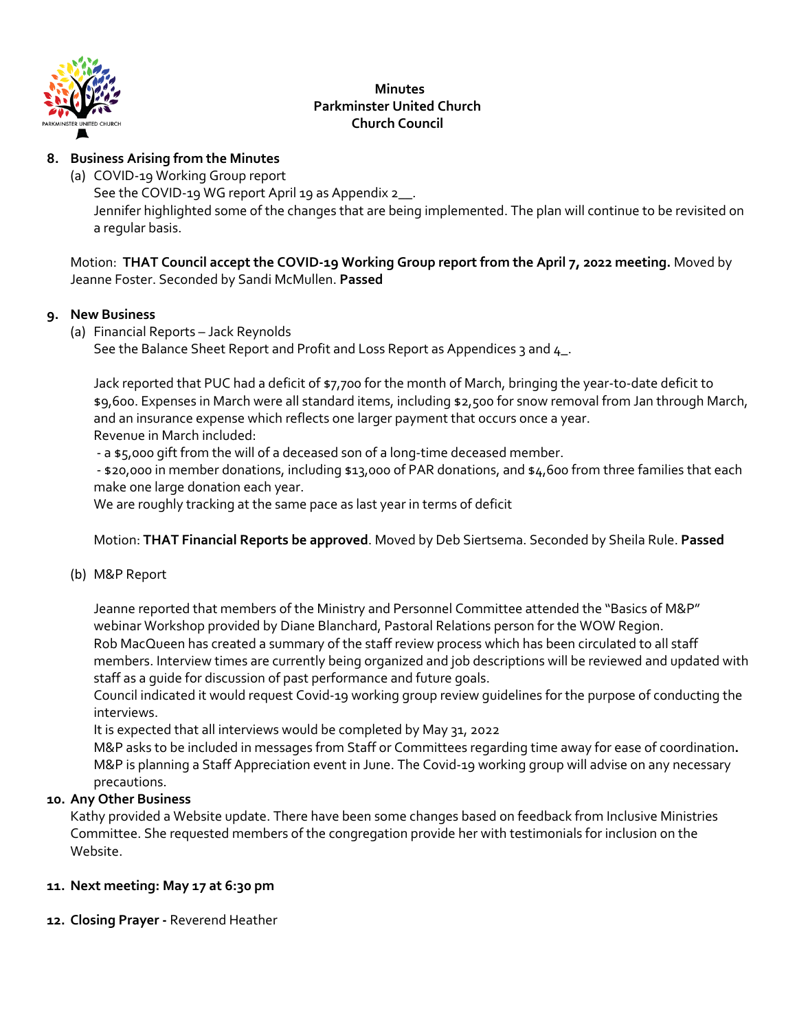**Minutes**
**Parkminster United Church**
**Church Council**

8. **Business Arising from the Minutes**
   (a) COVID-19 Working Group report
   See the COVID-19 WG report April 19 as Appendix 2__.
   Jennifer highlighted some of the changes that are being implemented. The plan will continue to be revisited on a regular basis.

   Motion: **THAT Council accept the COVID-19 Working Group report from the April 7, 2022 meeting.** Moved by Jeanne Foster. Seconded by Sandi McMullen. **Passed**

9. **New Business**
   (a) Financial Reports – Jack Reynolds
   See the Balance Sheet Report and Profit and Loss Report as Appendices 3 and 4_.

   Jack reported that PUC had a deficit of $7,700 for the month of March, bringing the year-to-date deficit to $9,600. Expenses in March were all standard items, including $2,500 for snow removal from Jan through March, and an insurance expense which reflects one larger payment that occurs once a year.
   Revenue in March included:
   - a $5,000 gift from the will of a deceased son of a long-time deceased member.
   - $20,000 in member donations, including $13,000 of PAR donations, and $4,600 from three families that each make one large donation each year.
   We are roughly tracking at the same pace as last year in terms of deficit

   Motion: **THAT Financial Reports be approved**. Moved by Deb Siertsema. Seconded by Sheila Rule. **Passed**

   (b) M&P Report

   Jeanne reported that members of the Ministry and Personnel Committee attended the "Basics of M&P" webinar Workshop provided by Diane Blanchard, Pastoral Relations person for the WOW Region.
   Rob MacQueen has created a summary of the staff review process which has been circulated to all staff members. Interview times are currently being organized and job descriptions will be reviewed and updated with staff as a guide for discussion of past performance and future goals.
   Council indicated it would request Covid-19 working group review guidelines for the purpose of conducting the interviews.
   It is expected that all interviews would be completed by May 31, 2022
   M&P asks to be included in messages from Staff or Committees regarding time away for ease of coordination**.**
   M&P is planning a Staff Appreciation event in June. The Covid-19 working group will advise on any necessary precautions.

10. **Any Other Business**
    Kathy provided a Website update. There have been some changes based on feedback from Inclusive Ministries Committee. She requested members of the congregation provide her with testimonials for inclusion on the Website.

11. **Next meeting: May 17 at 6:30 pm**

12. **Closing Prayer -** Reverend Heather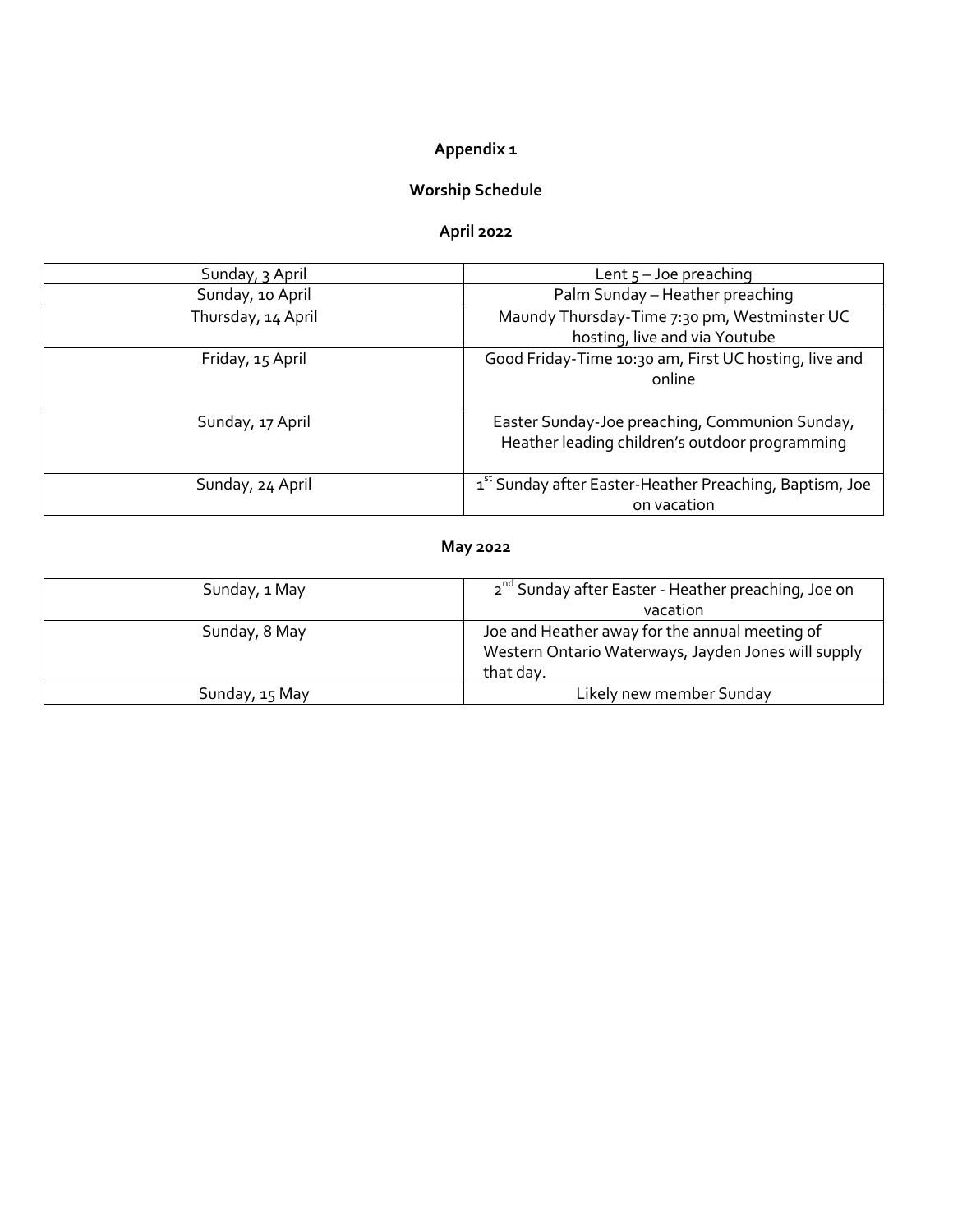**Appendix 1**

**Worship Schedule**

**April 2022**

| | |
|---|---|
| Sunday, 3 April | Lent 5 – Joe preaching |
| Sunday, 10 April | Palm Sunday – Heather preaching |
| Thursday, 14 April | Maundy Thursday-Time 7:30 pm, Westminster UC hosting, live and via Youtube |
| Friday, 15 April | Good Friday-Time 10:30 am, First UC hosting, live and online |
| Sunday, 17 April | Easter Sunday-Joe preaching, Communion Sunday, Heather leading children's outdoor programming |
| Sunday, 24 April | 1st Sunday after Easter-Heather Preaching, Baptism, Joe on vacation |

**May 2022**

| | |
|---|---|
| Sunday, 1 May | 2nd Sunday after Easter - Heather preaching, Joe on vacation |
| Sunday, 8 May | Joe and Heather away for the annual meeting of Western Ontario Waterways, Jayden Jones will supply that day. |
| Sunday, 15 May | Likely new member Sunday |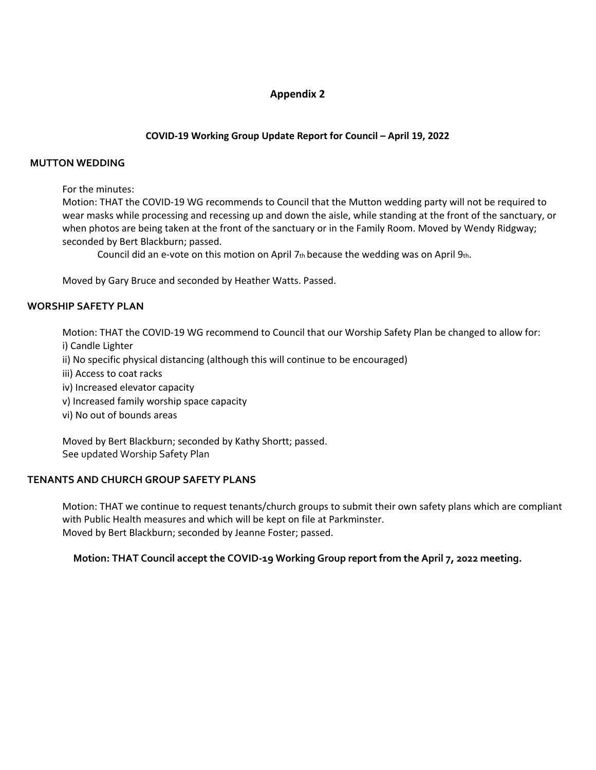## Appendix 2

### COVID-19 Working Group Update Report for Council – April 19, 2022

**MUTTON WEDDING**

For the minutes:
Motion: THAT the COVID-19 WG recommends to Council that the Mutton wedding party will not be required to wear masks while processing and recessing up and down the aisle, while standing at the front of the sanctuary, or when photos are being taken at the front of the sanctuary or in the Family Room. Moved by Wendy Ridgway; seconded by Bert Blackburn; passed.

Council did an e-vote on this motion on April 7th because the wedding was on April 9th.

Moved by Gary Bruce and seconded by Heather Watts. Passed.

**WORSHIP SAFETY PLAN**

Motion: THAT the COVID-19 WG recommend to Council that our Worship Safety Plan be changed to allow for:
i) Candle Lighter
ii) No specific physical distancing (although this will continue to be encouraged)
iii) Access to coat racks
iv) Increased elevator capacity
v) Increased family worship space capacity
vi) No out of bounds areas

Moved by Bert Blackburn; seconded by Kathy Shortt; passed.
See updated Worship Safety Plan

**TENANTS AND CHURCH GROUP SAFETY PLANS**

Motion: THAT we continue to request tenants/church groups to submit their own safety plans which are compliant with Public Health measures and which will be kept on file at Parkminster.
Moved by Bert Blackburn; seconded by Jeanne Foster; passed.

**Motion: THAT Council accept the COVID-19 Working Group report from the April 7, 2022 meeting.**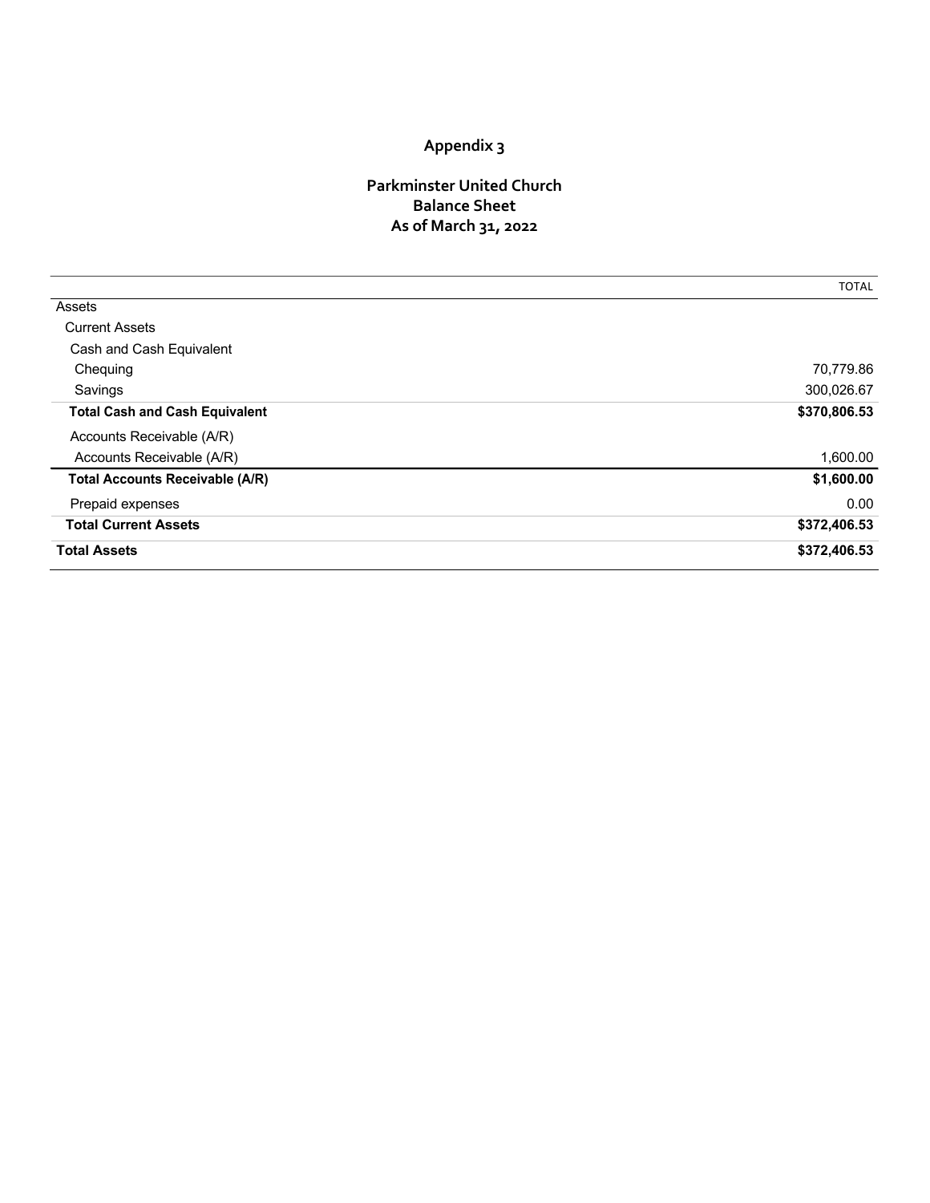# Appendix 3

## Parkminster United Church
## Balance Sheet
## As of March 31, 2022

| | TOTAL |
|---|---|
| Assets | |
| Current Assets | |
| Cash and Cash Equivalent | |
| Chequing | 70,779.86 |
| Savings | 300,026.67 |
| **Total Cash and Cash Equivalent** | **$370,806.53** |
| Accounts Receivable (A/R) | |
| Accounts Receivable (A/R) | 1,600.00 |
| **Total Accounts Receivable (A/R)** | **$1,600.00** |
| Prepaid expenses | 0.00 |
| **Total Current Assets** | **$372,406.53** |
| **Total Assets** | **$372,406.53** |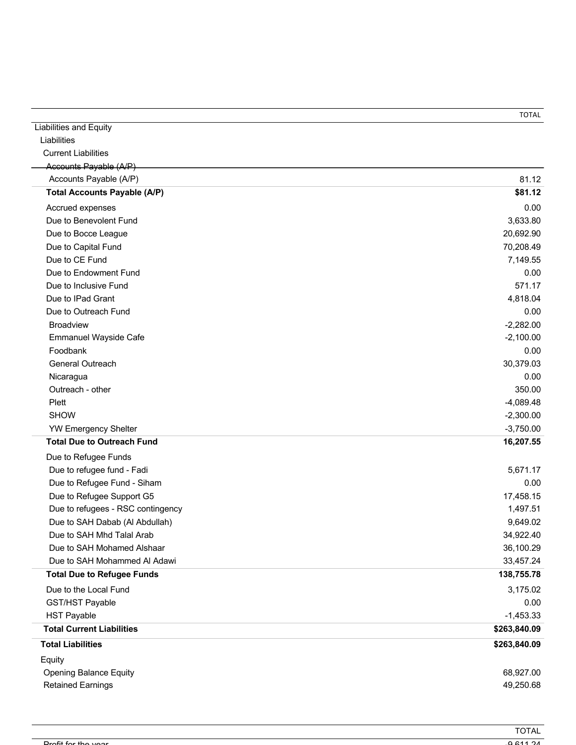| | TOTAL |
|---|---|
| Liabilities and Equity | |
| Liabilities | |
| Current Liabilities | |
| Accounts Payable (A/P) | |
| Accounts Payable (A/P) | 81.12 |
| **Total Accounts Payable (A/P)** | **$81.12** |
| Accrued expenses | 0.00 |
| Due to Benevolent Fund | 3,633.80 |
| Due to Bocce League | 20,692.90 |
| Due to Capital Fund | 70,208.49 |
| Due to CE Fund | 7,149.55 |
| Due to Endowment Fund | 0.00 |
| Due to Inclusive Fund | 571.17 |
| Due to IPad Grant | 4,818.04 |
| Due to Outreach Fund | 0.00 |
| Broadview | -2,282.00 |
| Emmanuel Wayside Cafe | -2,100.00 |
| Foodbank | 0.00 |
| General Outreach | 30,379.03 |
| Nicaragua | 0.00 |
| Outreach - other | 350.00 |
| Plett | -4,089.48 |
| SHOW | -2,300.00 |
| YW Emergency Shelter | -3,750.00 |
| **Total Due to Outreach Fund** | **16,207.55** |
| Due to Refugee Funds | |
| Due to refugee fund - Fadi | 5,671.17 |
| Due to Refugee Fund - Siham | 0.00 |
| Due to Refugee Support G5 | 17,458.15 |
| Due to refugees - RSC contingency | 1,497.51 |
| Due to SAH Dabab (Al Abdullah) | 9,649.02 |
| Due to SAH Mhd Talal Arab | 34,922.40 |
| Due to SAH Mohamed Alshaar | 36,100.29 |
| Due to SAH Mohammed Al Adawi | 33,457.24 |
| **Total Due to Refugee Funds** | **138,755.78** |
| Due to the Local Fund | 3,175.02 |
| GST/HST Payable | 0.00 |
| HST Payable | -1,453.33 |
| **Total Current Liabilities** | **$263,840.09** |
| **Total Liabilities** | **$263,840.09** |
| Equity | |
| Opening Balance Equity | 68,927.00 |
| Retained Earnings | 49,250.68 |

| | TOTAL |
|---|---|
| Profit for the year | -9,611.24 |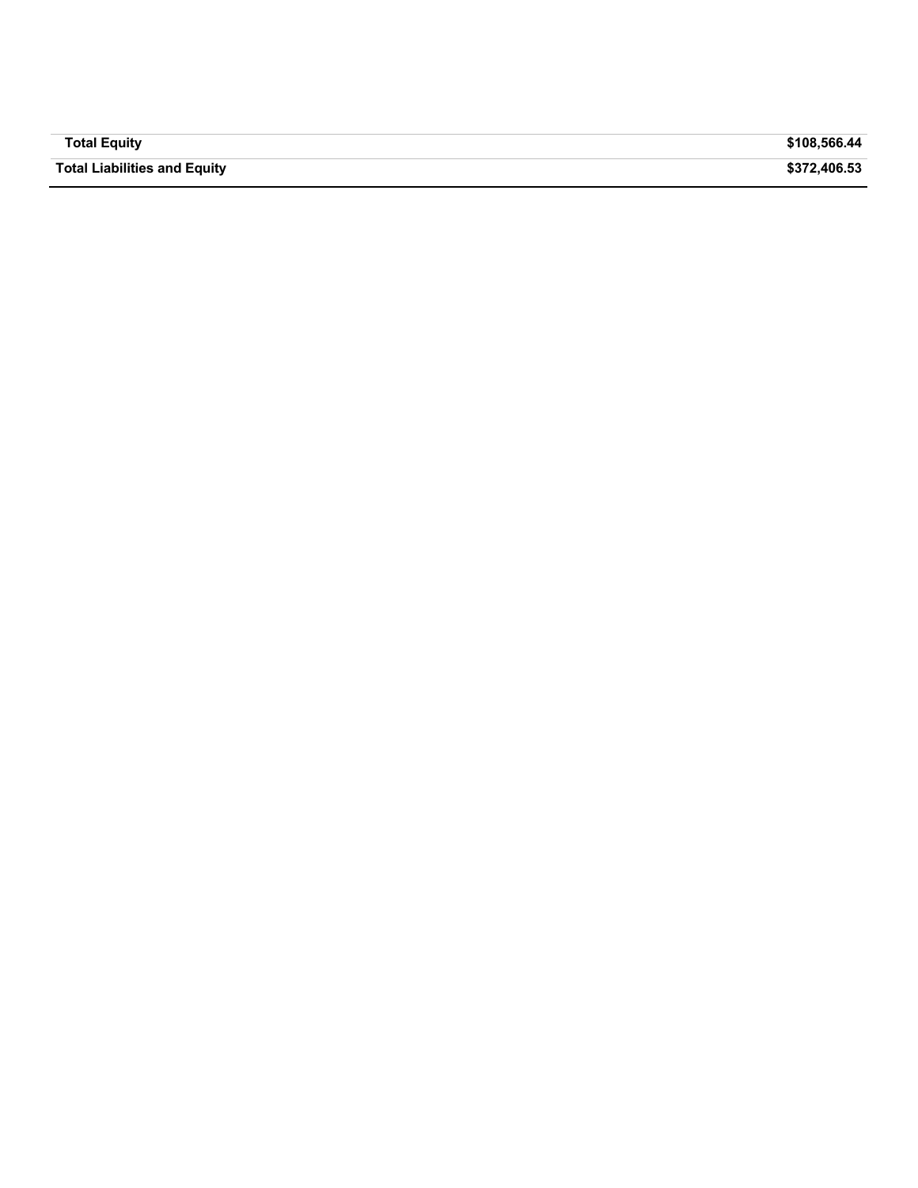| | |
|---|---|
| **Total Equity** | **$108,566.44** |
| **Total Liabilities and Equity** | **$372,406.53** |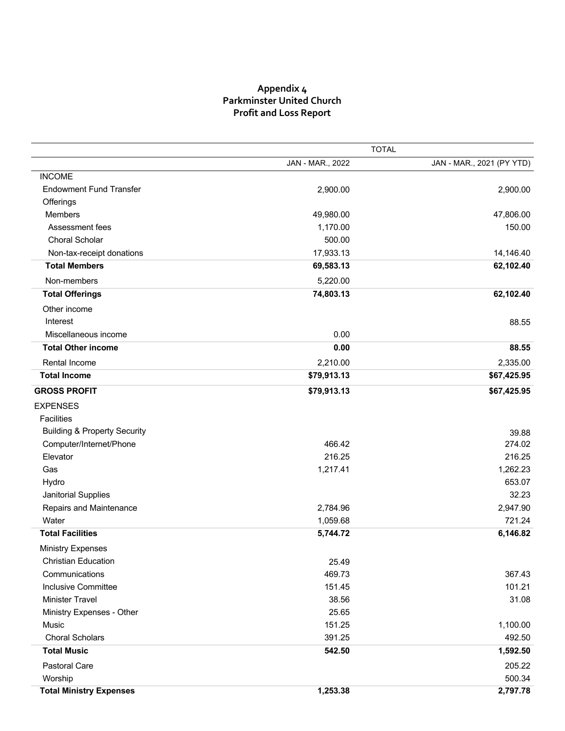**Appendix 4**
**Parkminster United Church**
**Profit and Loss Report**

| | TOTAL | |
|---|---|---|
| | JAN - MAR., 2022 | JAN - MAR., 2021 (PY YTD) |
| INCOME | | |
| Endowment Fund Transfer | 2,900.00 | 2,900.00 |
| Offerings | | |
| Members | 49,980.00 | 47,806.00 |
| Assessment fees | 1,170.00 | 150.00 |
| Choral Scholar | 500.00 | |
| Non-tax-receipt donations | 17,933.13 | 14,146.40 |
| **Total Members** | **69,583.13** | **62,102.40** |
| Non-members | 5,220.00 | |
| **Total Offerings** | **74,803.13** | **62,102.40** |
| Other income | | |
| Interest | | 88.55 |
| Miscellaneous income | 0.00 | |
| **Total Other income** | **0.00** | **88.55** |
| Rental Income | 2,210.00 | 2,335.00 |
| **Total Income** | **$79,913.13** | **$67,425.95** |
| **GROSS PROFIT** | **$79,913.13** | **$67,425.95** |
| EXPENSES | | |
| Facilities | | |
| Building & Property Security | | 39.88 |
| Computer/Internet/Phone | 466.42 | 274.02 |
| Elevator | 216.25 | 216.25 |
| Gas | 1,217.41 | 1,262.23 |
| Hydro | | 653.07 |
| Janitorial Supplies | | 32.23 |
| Repairs and Maintenance | 2,784.96 | 2,947.90 |
| Water | 1,059.68 | 721.24 |
| **Total Facilities** | **5,744.72** | **6,146.82** |
| Ministry Expenses | | |
| Christian Education | 25.49 | |
| Communications | 469.73 | 367.43 |
| Inclusive Committee | 151.45 | 101.21 |
| Minister Travel | 38.56 | 31.08 |
| Ministry Expenses - Other | 25.65 | |
| Music | 151.25 | 1,100.00 |
| Choral Scholars | 391.25 | 492.50 |
| **Total Music** | **542.50** | **1,592.50** |
| Pastoral Care | | 205.22 |
| Worship | | 500.34 |
| **Total Ministry Expenses** | **1,253.38** | **2,797.78** |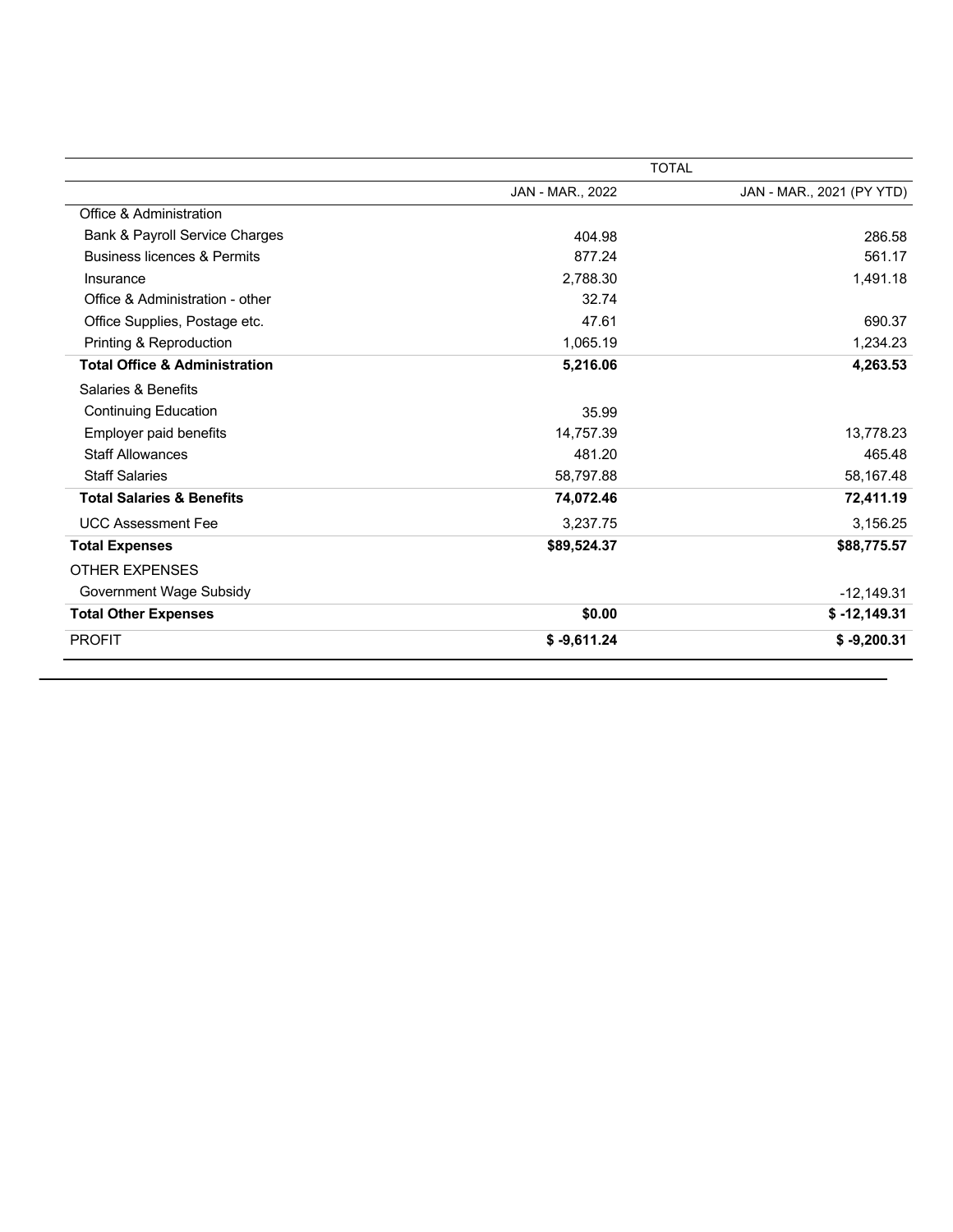| | TOTAL | |
|---|---|---|
| | JAN - MAR., 2022 | JAN - MAR., 2021 (PY YTD) |
| Office & Administration | | |
| Bank & Payroll Service Charges | 404.98 | 286.58 |
| Business licences & Permits | 877.24 | 561.17 |
| Insurance | 2,788.30 | 1,491.18 |
| Office & Administration - other | 32.74 | |
| Office Supplies, Postage etc. | 47.61 | 690.37 |
| Printing & Reproduction | 1,065.19 | 1,234.23 |
| **Total Office & Administration** | **5,216.06** | **4,263.53** |
| Salaries & Benefits | | |
| Continuing Education | 35.99 | |
| Employer paid benefits | 14,757.39 | 13,778.23 |
| Staff Allowances | 481.20 | 465.48 |
| Staff Salaries | 58,797.88 | 58,167.48 |
| **Total Salaries & Benefits** | **74,072.46** | **72,411.19** |
| UCC Assessment Fee | 3,237.75 | 3,156.25 |
| **Total Expenses** | **$89,524.37** | **$88,775.57** |
| OTHER EXPENSES | | |
| Government Wage Subsidy | | -12,149.31 |
| **Total Other Expenses** | **$0.00** | **$ -12,149.31** |
| PROFIT | **$ -9,611.24** | **$ -9,200.31** |